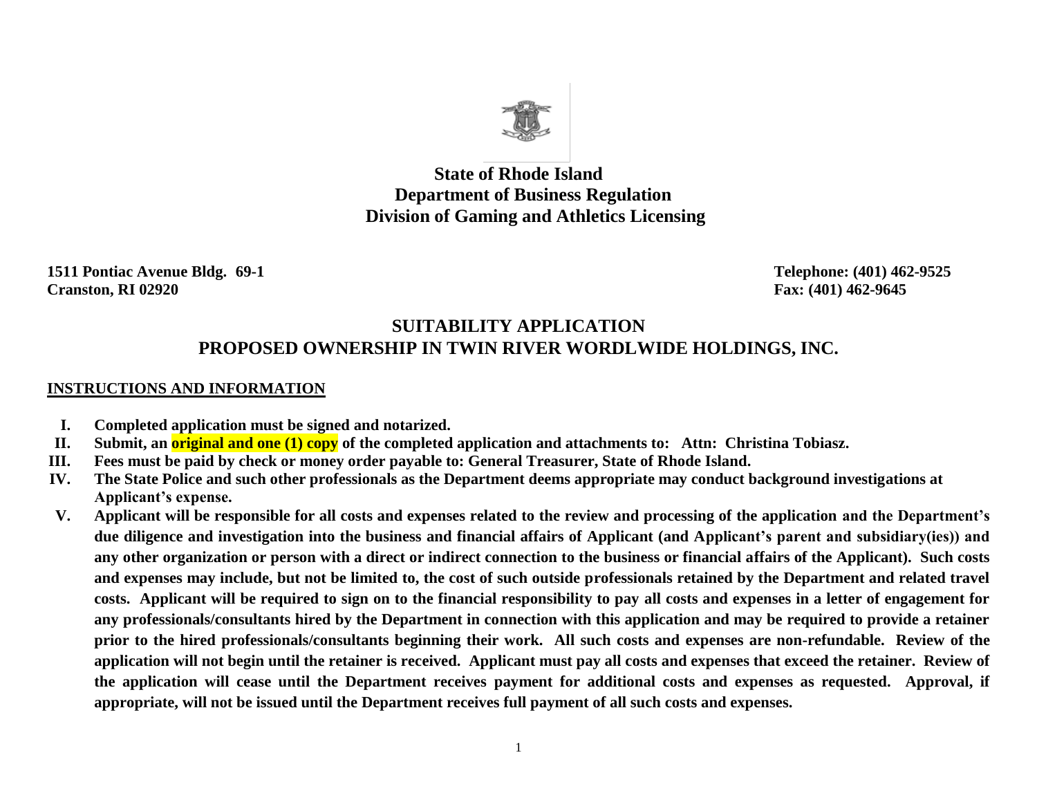# State of Rhode Island
## Department of Business Regulation
## Division of Gaming and Athletics Licensing

**1511 Pontiac Avenue Bldg. 69-1**
**Cranston, RI 02920**

**Telephone: (401) 462-9525**
**Fax: (401) 462-9645**

# SUITABILITY APPLICATION
# PROPOSED OWNERSHIP IN TWIN RIVER WORDLWIDE HOLDINGS, INC.

## INSTRUCTIONS AND INFORMATION

- **I. Completed application must be signed and notarized.**
- **II. Submit, an original and one (1) copy of the completed application and attachments to: Attn: Christina Tobiasz.**
- **III. Fees must be paid by check or money order payable to: General Treasurer, State of Rhode Island.**
- **IV. The State Police and such other professionals as the Department deems appropriate may conduct background investigations at Applicant's expense.**
- **V. Applicant will be responsible for all costs and expenses related to the review and processing of the application and the Department's due diligence and investigation into the business and financial affairs of Applicant (and Applicant's parent and subsidiary(ies)) and any other organization or person with a direct or indirect connection to the business or financial affairs of the Applicant). Such costs and expenses may include, but not be limited to, the cost of such outside professionals retained by the Department and related travel costs. Applicant will be required to sign on to the financial responsibility to pay all costs and expenses in a letter of engagement for any professionals/consultants hired by the Department in connection with this application and may be required to provide a retainer prior to the hired professionals/consultants beginning their work. All such costs and expenses are non-refundable. Review of the application will not begin until the retainer is received. Applicant must pay all costs and expenses that exceed the retainer. Review of the application will cease until the Department receives payment for additional costs and expenses as requested. Approval, if appropriate, will not be issued until the Department receives full payment of all such costs and expenses.**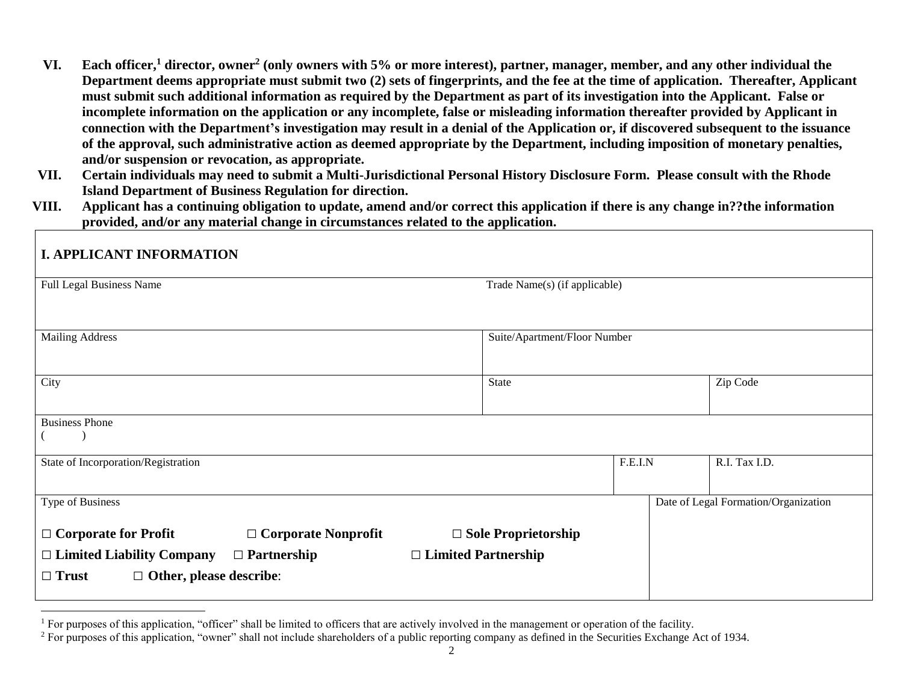VI. **Each officer,[1] director, owner[2] (only owners with 5% or more interest), partner, manager, member, and any other individual the Department deems appropriate must submit two (2) sets of fingerprints, and the fee at the time of application. Thereafter, Applicant must submit such additional information as required by the Department as part of its investigation into the Applicant. False or incomplete information on the application or any incomplete, false or misleading information thereafter provided by Applicant in connection with the Department's investigation may result in a denial of the Application or, if discovered subsequent to the issuance of the approval, such administrative action as deemed appropriate by the Department, including imposition of monetary penalties, and/or suspension or revocation, as appropriate.**

VII. **Certain individuals may need to submit a Multi-Jurisdictional Personal History Disclosure Form. Please consult with the Rhode Island Department of Business Regulation for direction.**

VIII. **Applicant has a continuing obligation to update, amend and/or correct this application if there is any change in??the information provided, and/or any material change in circumstances related to the application.**

## I. APPLICANT INFORMATION

| Full Legal Business Name | | Trade Name(s) (if applicable) | |
|---|---|---|---|
| Mailing Address | | Suite/Apartment/Floor Number | |
| City | | State | Zip Code |
| Business Phone<br>( ) | | | |
| State of Incorporation/Registration | | F.E.I.N | R.I. Tax I.D. |
| Type of Business<br>☐ **Corporate for Profit** ☐ **Corporate Nonprofit** ☐ **Sole Proprietorship**<br>☐ **Limited Liability Company** ☐ **Partnership** ☐ **Limited Partnership**<br>☐ **Trust** ☐ **Other, please describe**: | | Date of Legal Formation/Organization | |

[1] For purposes of this application, "officer" shall be limited to officers that are actively involved in the management or operation of the facility.

[2] For purposes of this application, "owner" shall not include shareholders of a public reporting company as defined in the Securities Exchange Act of 1934.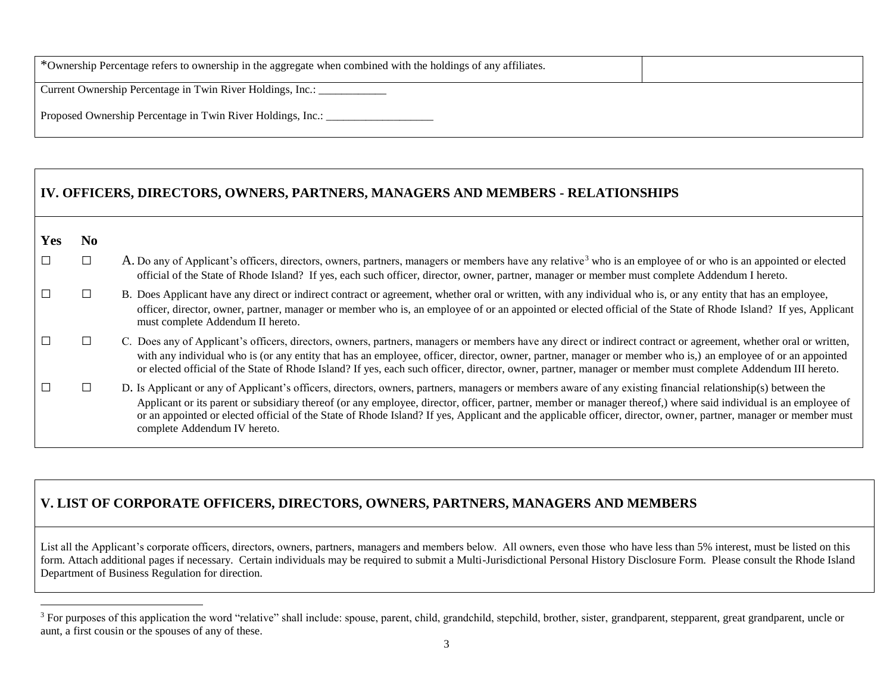| *Ownership Percentage refers to ownership in the aggregate when combined with the holdings of any affiliates. | |
|---|---|
| Current Ownership Percentage in Twin River Holdings, Inc.: ____________<br><br>Proposed Ownership Percentage in Twin River Holdings, Inc.: ___________________ | |

## IV. OFFICERS, DIRECTORS, OWNERS, PARTNERS, MANAGERS AND MEMBERS - RELATIONSHIPS

| Yes | No | |
|---|---|---|
| ☐ | ☐ | A. Do any of Applicant's officers, directors, owners, partners, managers or members have any relative[3] who is an employee of or who is an appointed or elected official of the State of Rhode Island? If yes, each such officer, director, owner, partner, manager or member must complete Addendum I hereto. |
| ☐ | ☐ | B. Does Applicant have any direct or indirect contract or agreement, whether oral or written, with any individual who is, or any entity that has an employee, officer, director, owner, partner, manager or member who is, an employee of or an appointed or elected official of the State of Rhode Island? If yes, Applicant must complete Addendum II hereto. |
| ☐ | ☐ | C. Does any of Applicant's officers, directors, owners, partners, managers or members have any direct or indirect contract or agreement, whether oral or written, with any individual who is (or any entity that has an employee, officer, director, owner, partner, manager or member who is,) an employee of or an appointed or elected official of the State of Rhode Island? If yes, each such officer, director, owner, partner, manager or member must complete Addendum III hereto. |
| ☐ | ☐ | D. Is Applicant or any of Applicant's officers, directors, owners, partners, managers or members aware of any existing financial relationship(s) between the Applicant or its parent or subsidiary thereof (or any employee, director, officer, partner, member or manager thereof,) where said individual is an employee of or an appointed or elected official of the State of Rhode Island? If yes, Applicant and the applicable officer, director, owner, partner, manager or member must complete Addendum IV hereto. |

## V. LIST OF CORPORATE OFFICERS, DIRECTORS, OWNERS, PARTNERS, MANAGERS AND MEMBERS

List all the Applicant's corporate officers, directors, owners, partners, managers and members below. All owners, even those who have less than 5% interest, must be listed on this form. Attach additional pages if necessary. Certain individuals may be required to submit a Multi-Jurisdictional Personal History Disclosure Form. Please consult the Rhode Island Department of Business Regulation for direction.

---

[3] For purposes of this application the word "relative" shall include: spouse, parent, child, grandchild, stepchild, brother, sister, grandparent, stepparent, great grandparent, uncle or aunt, a first cousin or the spouses of any of these.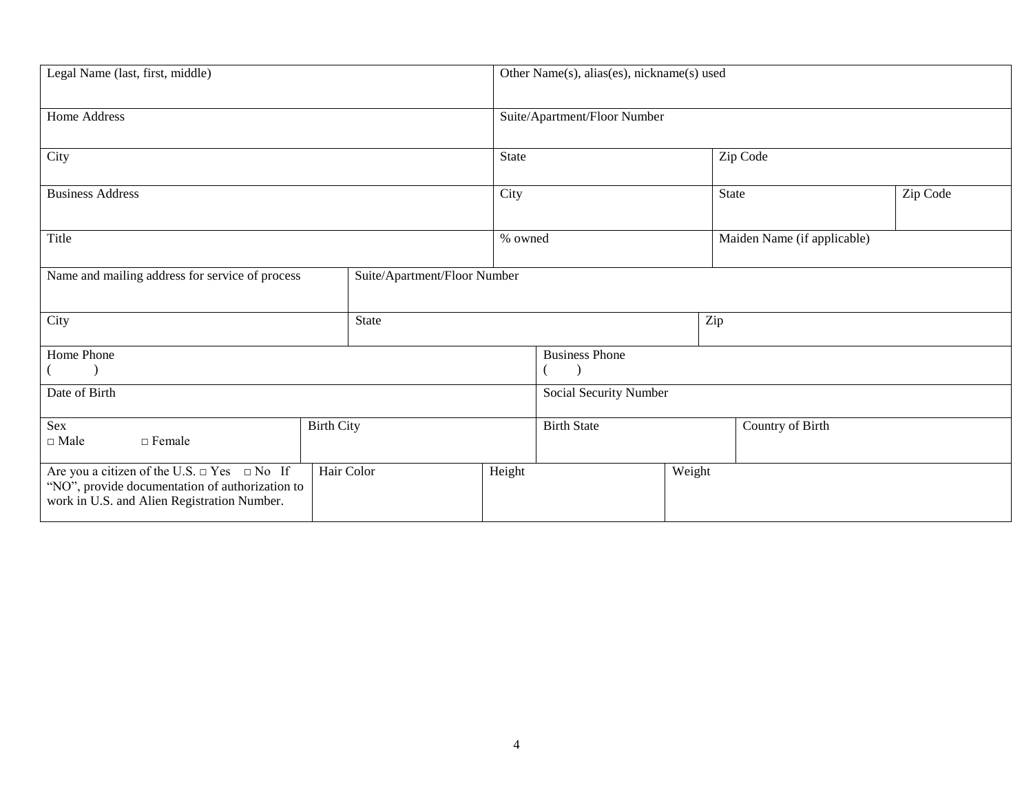| Legal Name (last, first, middle) | | | Other Name(s), alias(es), nickname(s) used | | |
|---|---|---|---|---|---|
| Home Address | | | Suite/Apartment/Floor Number | | |
| City | | | State | Zip Code | |
| Business Address | | | City | State | Zip Code |
| Title | | | % owned | Maiden Name (if applicable) | |
| Name and mailing address for service of process | Suite/Apartment/Floor Number | | | | |
| City | State | | | Zip | |
| Home Phone ( ) | | | Business Phone ( ) | | |
| Date of Birth | | | Social Security Number | | |
| Sex □ Male □ Female | Birth City | | Birth State | Country of Birth | |
| Are you a citizen of the U.S. □ Yes □ No If "NO", provide documentation of authorization to work in U.S. and Alien Registration Number. | Hair Color | Height | | Weight | |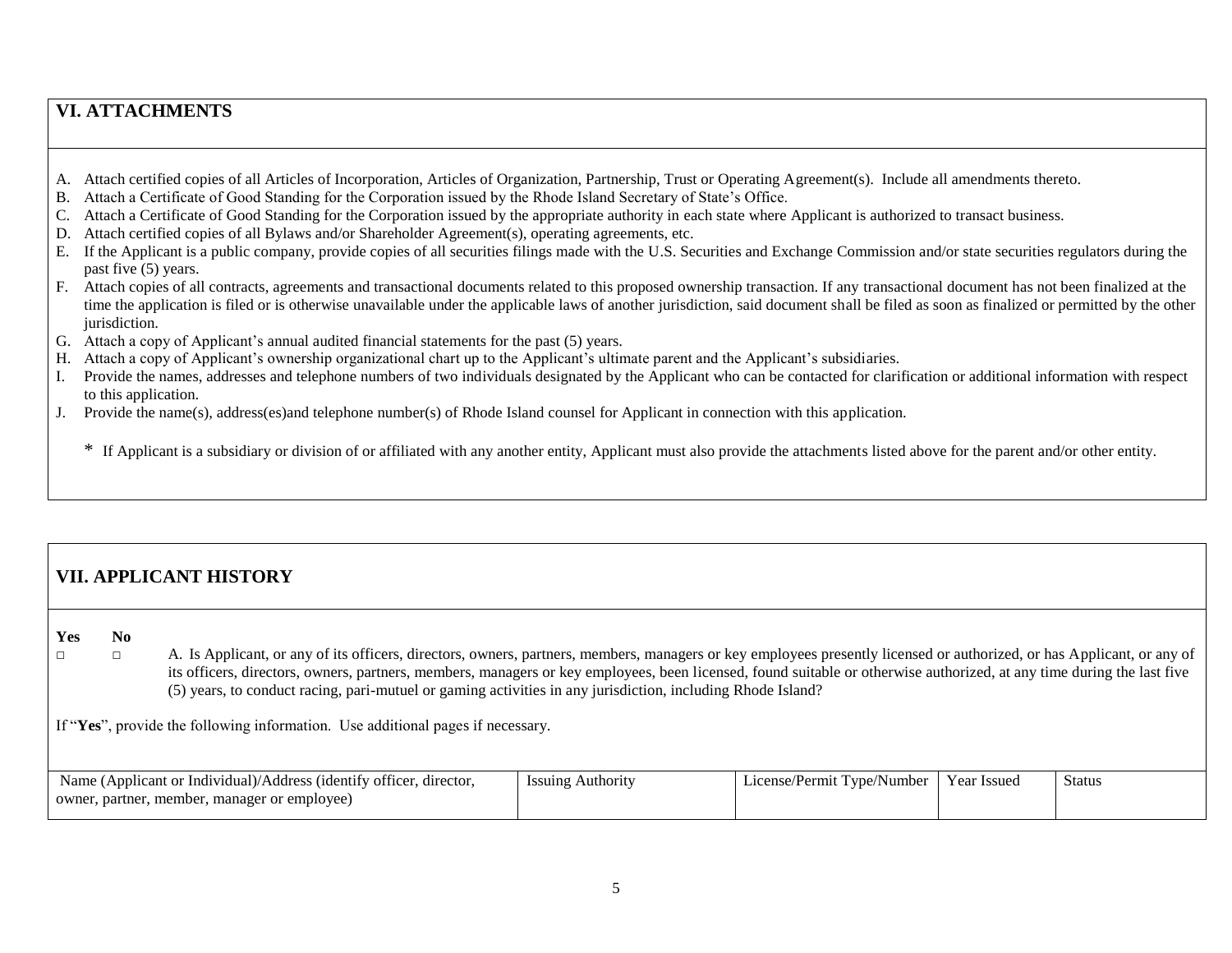## VI. ATTACHMENTS

A. Attach certified copies of all Articles of Incorporation, Articles of Organization, Partnership, Trust or Operating Agreement(s). Include all amendments thereto.
B. Attach a Certificate of Good Standing for the Corporation issued by the Rhode Island Secretary of State's Office.
C. Attach a Certificate of Good Standing for the Corporation issued by the appropriate authority in each state where Applicant is authorized to transact business.
D. Attach certified copies of all Bylaws and/or Shareholder Agreement(s), operating agreements, etc.
E. If the Applicant is a public company, provide copies of all securities filings made with the U.S. Securities and Exchange Commission and/or state securities regulators during the past five (5) years.
F. Attach copies of all contracts, agreements and transactional documents related to this proposed ownership transaction. If any transactional document has not been finalized at the time the application is filed or is otherwise unavailable under the applicable laws of another jurisdiction, said document shall be filed as soon as finalized or permitted by the other jurisdiction.
G. Attach a copy of Applicant's annual audited financial statements for the past (5) years.
H. Attach a copy of Applicant's ownership organizational chart up to the Applicant's ultimate parent and the Applicant's subsidiaries.
I. Provide the names, addresses and telephone numbers of two individuals designated by the Applicant who can be contacted for clarification or additional information with respect to this application.
J. Provide the name(s), address(es)and telephone number(s) of Rhode Island counsel for Applicant in connection with this application.

\* If Applicant is a subsidiary or division of or affiliated with any another entity, Applicant must also provide the attachments listed above for the parent and/or other entity.

## VII. APPLICANT HISTORY

**Yes** **No**

□ □ A. Is Applicant, or any of its officers, directors, owners, partners, members, managers or key employees presently licensed or authorized, or has Applicant, or any of its officers, directors, owners, partners, members, managers or key employees, been licensed, found suitable or otherwise authorized, at any time during the last five (5) years, to conduct racing, pari-mutuel or gaming activities in any jurisdiction, including Rhode Island?

If "**Yes**", provide the following information. Use additional pages if necessary.

| Name (Applicant or Individual)/Address (identify officer, director, owner, partner, member, manager or employee) | Issuing Authority | License/Permit Type/Number | Year Issued | Status |
|---|---|---|---|---|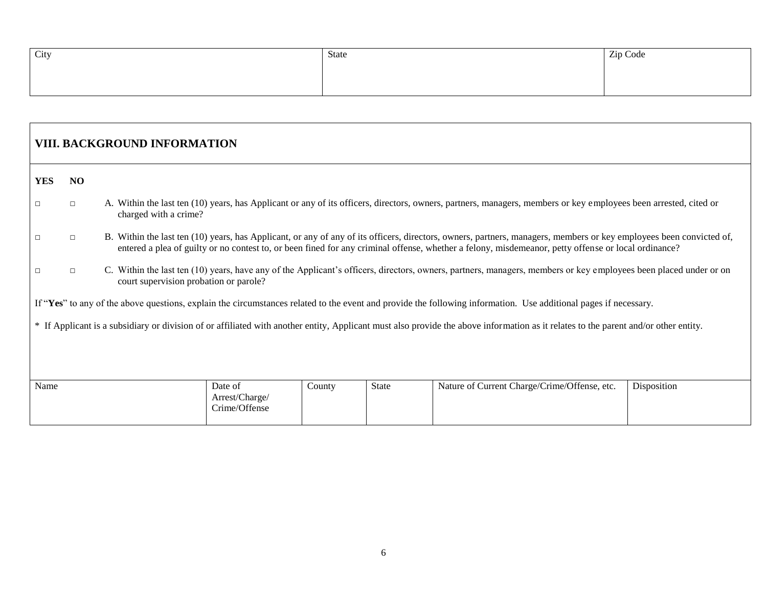| City | State | Zip Code |
|---|---|---|
| | | |

## VIII. BACKGROUND INFORMATION

**YES** **NO**

□ □ A. Within the last ten (10) years, has Applicant or any of its officers, directors, owners, partners, managers, members or key employees been arrested, cited or charged with a crime?

□ □ B. Within the last ten (10) years, has Applicant, or any of any of its officers, directors, owners, partners, managers, members or key employees been convicted of, entered a plea of guilty or no contest to, or been fined for any criminal offense, whether a felony, misdemeanor, petty offense or local ordinance?

□ □ C. Within the last ten (10) years, have any of the Applicant's officers, directors, owners, partners, managers, members or key employees been placed under or on court supervision probation or parole?

If "**Yes**" to any of the above questions, explain the circumstances related to the event and provide the following information. Use additional pages if necessary.

* If Applicant is a subsidiary or division of or affiliated with another entity, Applicant must also provide the above information as it relates to the parent and/or other entity.

| Name | Date of Arrest/Charge/ Crime/Offense | County | State | Nature of Current Charge/Crime/Offense, etc. | Disposition |
|---|---|---|---|---|---|
| | | | | | |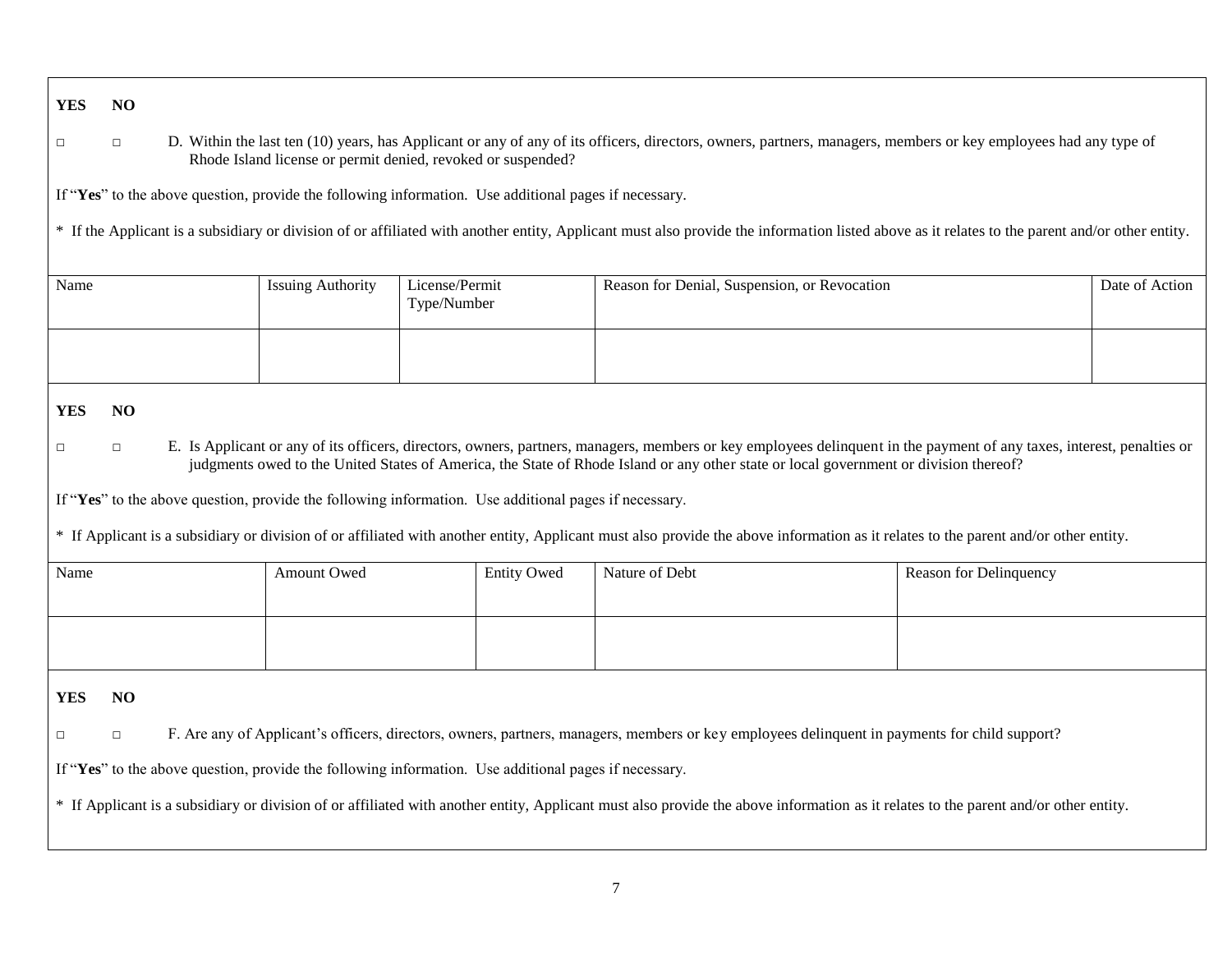**YES** **NO**

□ □ D. Within the last ten (10) years, has Applicant or any of any of its officers, directors, owners, partners, managers, members or key employees had any type of Rhode Island license or permit denied, revoked or suspended?

If "**Yes**" to the above question, provide the following information. Use additional pages if necessary.

* If the Applicant is a subsidiary or division of or affiliated with another entity, Applicant must also provide the information listed above as it relates to the parent and/or other entity.

| Name | Issuing Authority | License/Permit Type/Number | Reason for Denial, Suspension, or Revocation | Date of Action |
|---|---|---|---|---|
| | | | | |

**YES** **NO**

□ □ E. Is Applicant or any of its officers, directors, owners, partners, managers, members or key employees delinquent in the payment of any taxes, interest, penalties or judgments owed to the United States of America, the State of Rhode Island or any other state or local government or division thereof?

If "**Yes**" to the above question, provide the following information. Use additional pages if necessary.

* If Applicant is a subsidiary or division of or affiliated with another entity, Applicant must also provide the above information as it relates to the parent and/or other entity.

| Name | Amount Owed | Entity Owed | Nature of Debt | Reason for Delinquency |
|---|---|---|---|---|
| | | | | |

**YES** **NO**

□ □ F. Are any of Applicant's officers, directors, owners, partners, managers, members or key employees delinquent in payments for child support?

If "**Yes**" to the above question, provide the following information. Use additional pages if necessary.

* If Applicant is a subsidiary or division of or affiliated with another entity, Applicant must also provide the above information as it relates to the parent and/or other entity.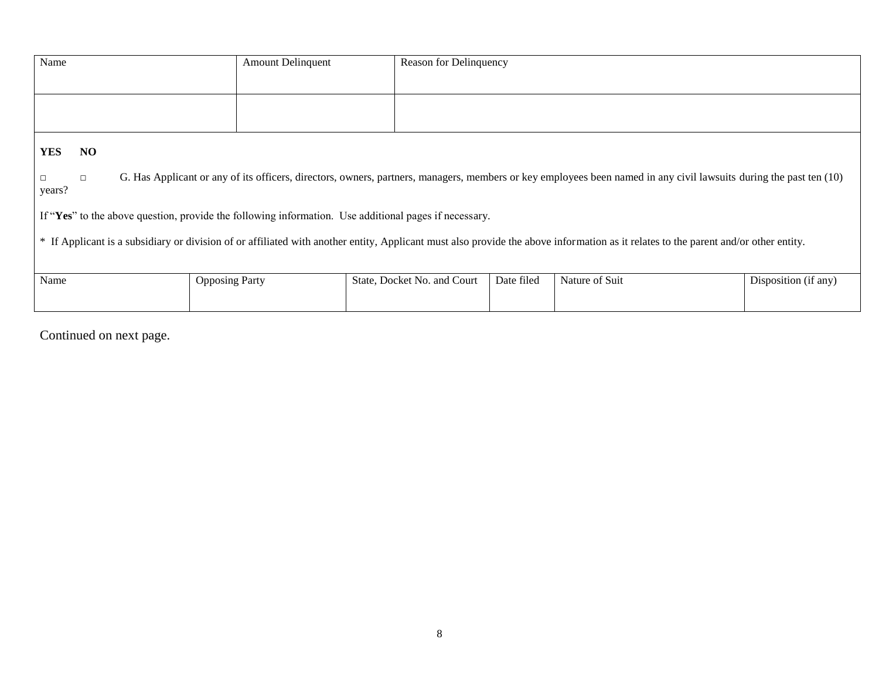| Name | Amount Delinquent | Reason for Delinquency |
|---|---|---|
| | | |

**YES** **NO**

□ □ G. Has Applicant or any of its officers, directors, owners, partners, managers, members or key employees been named in any civil lawsuits during the past ten (10) years?

If "**Yes**" to the above question, provide the following information. Use additional pages if necessary.

* If Applicant is a subsidiary or division of or affiliated with another entity, Applicant must also provide the above information as it relates to the parent and/or other entity.

| Name | Opposing Party | State, Docket No. and Court | Date filed | Nature of Suit | Disposition (if any) |
|---|---|---|---|---|---|

Continued on next page.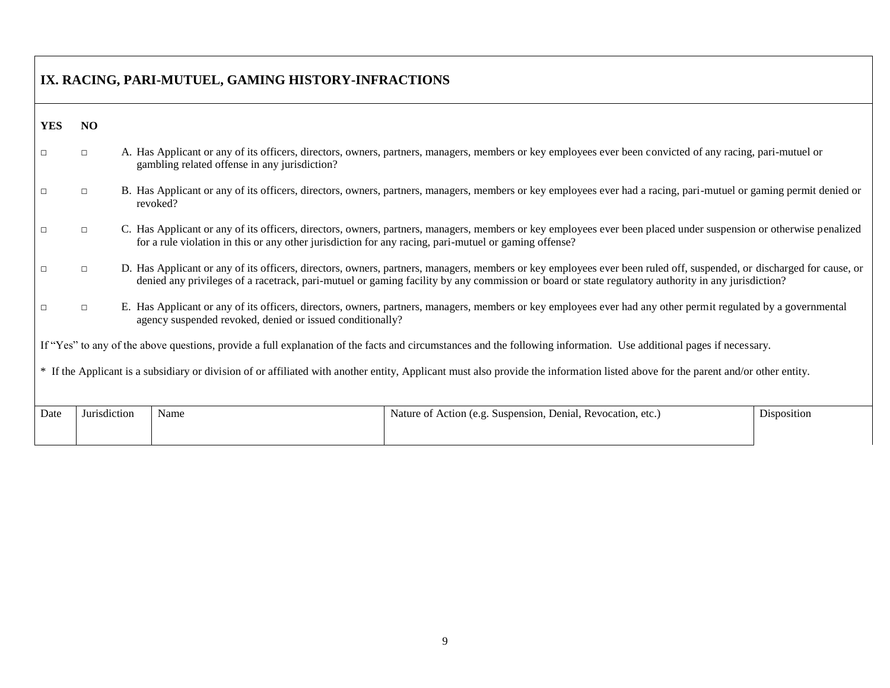## IX. RACING, PARI-MUTUEL, GAMING HISTORY-INFRACTIONS

| YES | NO | |
|---|---|---|
| □ | □ | A. Has Applicant or any of its officers, directors, owners, partners, managers, members or key employees ever been convicted of any racing, pari-mutuel or gambling related offense in any jurisdiction? |
| □ | □ | B. Has Applicant or any of its officers, directors, owners, partners, managers, members or key employees ever had a racing, pari-mutuel or gaming permit denied or revoked? |
| □ | □ | C. Has Applicant or any of its officers, directors, owners, partners, managers, members or key employees ever been placed under suspension or otherwise penalized for a rule violation in this or any other jurisdiction for any racing, pari-mutuel or gaming offense? |
| □ | □ | D. Has Applicant or any of its officers, directors, owners, partners, managers, members or key employees ever been ruled off, suspended, or discharged for cause, or denied any privileges of a racetrack, pari-mutuel or gaming facility by any commission or board or state regulatory authority in any jurisdiction? |
| □ | □ | E. Has Applicant or any of its officers, directors, owners, partners, managers, members or key employees ever had any other permit regulated by a governmental agency suspended revoked, denied or issued conditionally? |

If "Yes" to any of the above questions, provide a full explanation of the facts and circumstances and the following information. Use additional pages if necessary.

* If the Applicant is a subsidiary or division of or affiliated with another entity, Applicant must also provide the information listed above for the parent and/or other entity.

| Date | Jurisdiction | Name | Nature of Action (e.g. Suspension, Denial, Revocation, etc.) | Disposition |
|---|---|---|---|---|
| | | | | |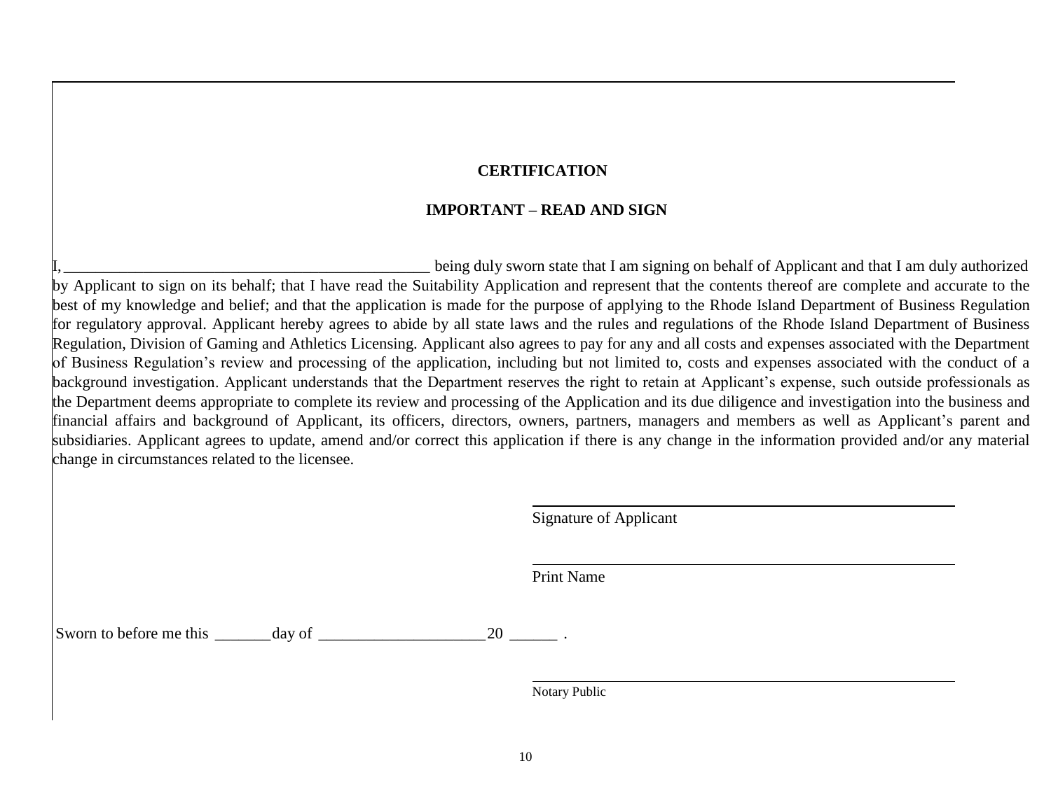## CERTIFICATION

### IMPORTANT – READ AND SIGN

I, _______________________________________________ being duly sworn state that I am signing on behalf of Applicant and that I am duly authorized by Applicant to sign on its behalf; that I have read the Suitability Application and represent that the contents thereof are complete and accurate to the best of my knowledge and belief; and that the application is made for the purpose of applying to the Rhode Island Department of Business Regulation for regulatory approval. Applicant hereby agrees to abide by all state laws and the rules and regulations of the Rhode Island Department of Business Regulation, Division of Gaming and Athletics Licensing. Applicant also agrees to pay for any and all costs and expenses associated with the Department of Business Regulation's review and processing of the application, including but not limited to, costs and expenses associated with the conduct of a background investigation. Applicant understands that the Department reserves the right to retain at Applicant's expense, such outside professionals as the Department deems appropriate to complete its review and processing of the Application and its due diligence and investigation into the business and financial affairs and background of Applicant, its officers, directors, owners, partners, managers and members as well as Applicant's parent and subsidiaries. Applicant agrees to update, amend and/or correct this application if there is any change in the information provided and/or any material change in circumstances related to the licensee.

_______________________________________________
Signature of Applicant

_______________________________________________
Print Name

Sworn to before me this _______ day of _____________________ 20 ______ .

_______________________________________________
Notary Public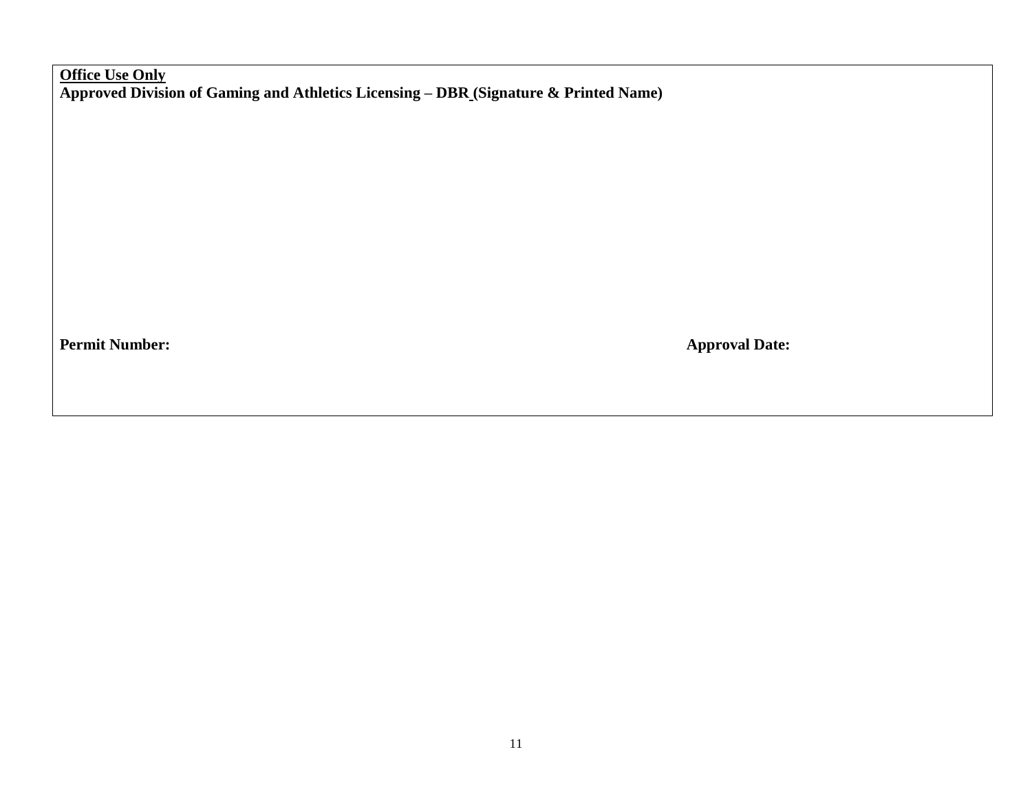**Office Use Only**

**Approved Division of Gaming and Athletics Licensing – DBR (Signature & Printed Name)**

**Permit Number:** **Approval Date:**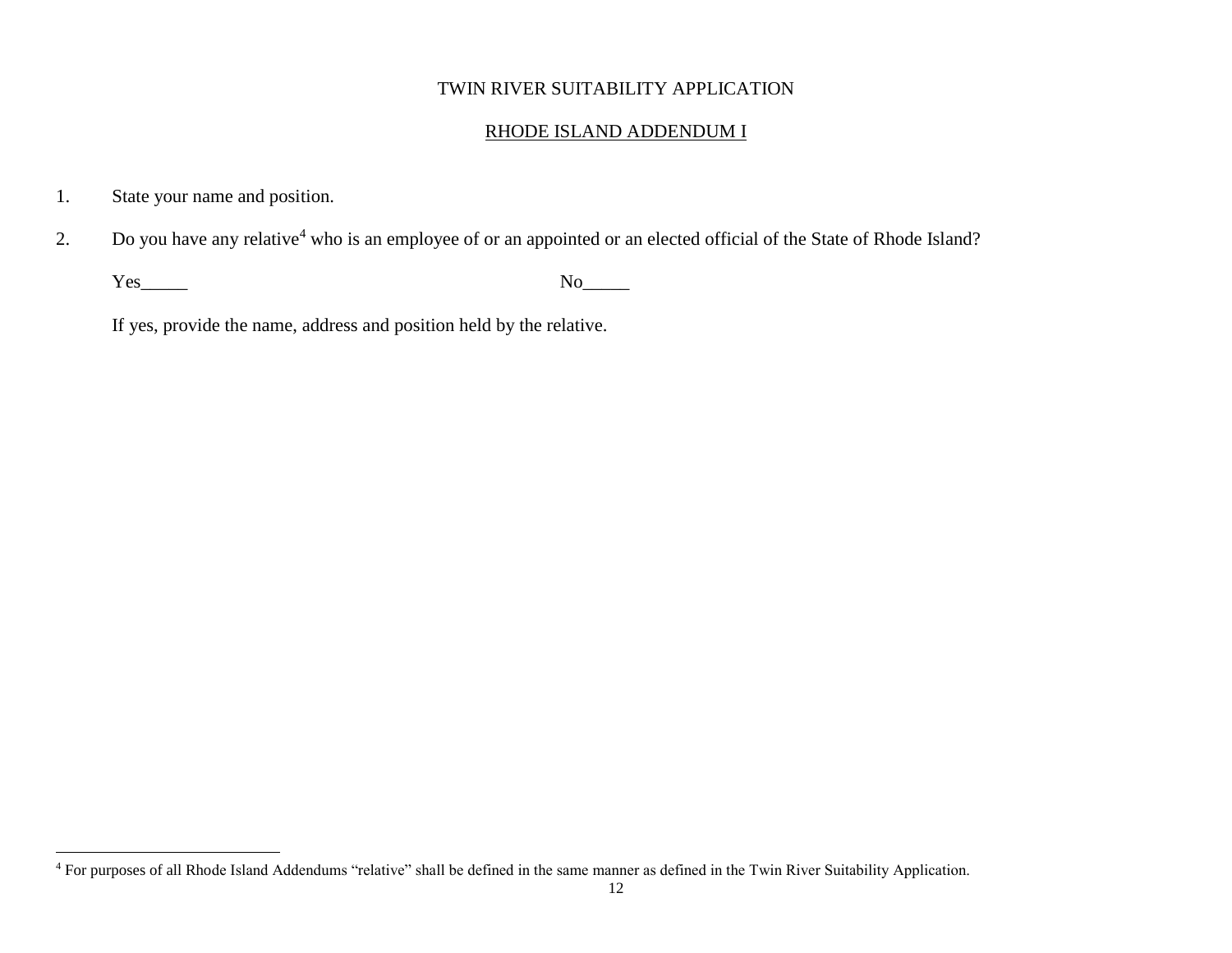TWIN RIVER SUITABILITY APPLICATION

RHODE ISLAND ADDENDUM I

1. State your name and position.

2. Do you have any relative[4] who is an employee of or an appointed or an elected official of the State of Rhode Island?

   Yes_____ No_____

   If yes, provide the name, address and position held by the relative.

[4] For purposes of all Rhode Island Addendums "relative" shall be defined in the same manner as defined in the Twin River Suitability Application.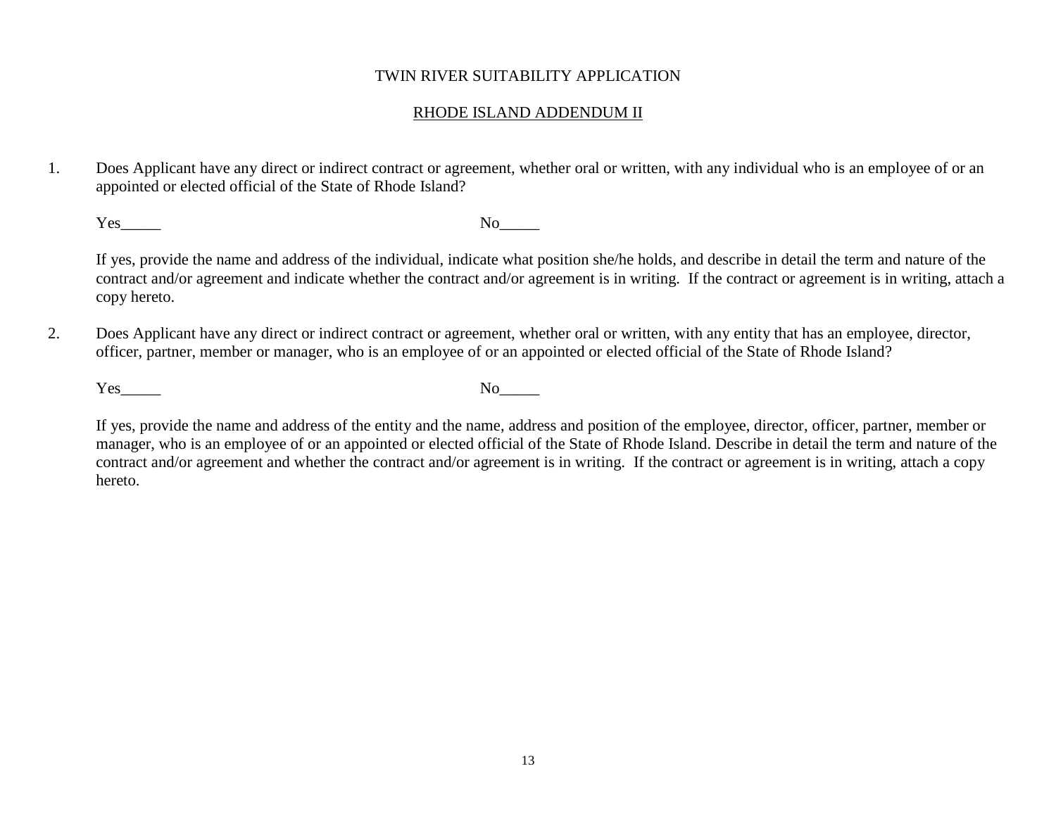TWIN RIVER SUITABILITY APPLICATION

RHODE ISLAND ADDENDUM II

1. Does Applicant have any direct or indirect contract or agreement, whether oral or written, with any individual who is an employee of or an appointed or elected official of the State of Rhode Island?

   Yes_____ No_____

   If yes, provide the name and address of the individual, indicate what position she/he holds, and describe in detail the term and nature of the contract and/or agreement and indicate whether the contract and/or agreement is in writing. If the contract or agreement is in writing, attach a copy hereto.

2. Does Applicant have any direct or indirect contract or agreement, whether oral or written, with any entity that has an employee, director, officer, partner, member or manager, who is an employee of or an appointed or elected official of the State of Rhode Island?

   Yes_____ No_____

   If yes, provide the name and address of the entity and the name, address and position of the employee, director, officer, partner, member or manager, who is an employee of or an appointed or elected official of the State of Rhode Island. Describe in detail the term and nature of the contract and/or agreement and whether the contract and/or agreement is in writing. If the contract or agreement is in writing, attach a copy hereto.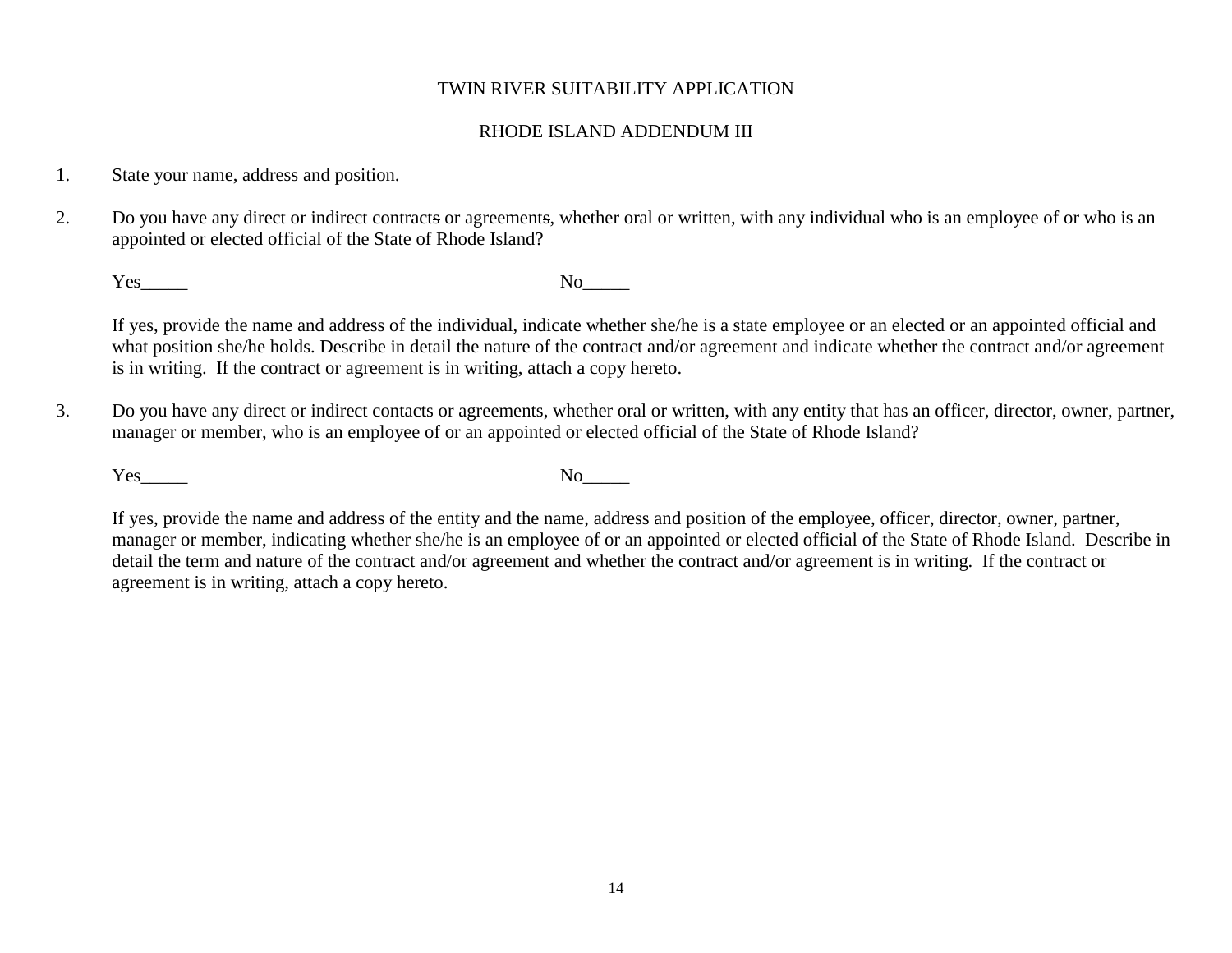TWIN RIVER SUITABILITY APPLICATION

RHODE ISLAND ADDENDUM III

1. State your name, address and position.

2. Do you have any direct or indirect contracts or agreements, whether oral or written, with any individual who is an employee of or who is an appointed or elected official of the State of Rhode Island?

   Yes_____ No_____

   If yes, provide the name and address of the individual, indicate whether she/he is a state employee or an elected or an appointed official and what position she/he holds. Describe in detail the nature of the contract and/or agreement and indicate whether the contract and/or agreement is in writing. If the contract or agreement is in writing, attach a copy hereto.

3. Do you have any direct or indirect contacts or agreements, whether oral or written, with any entity that has an officer, director, owner, partner, manager or member, who is an employee of or an appointed or elected official of the State of Rhode Island?

   Yes_____ No_____

   If yes, provide the name and address of the entity and the name, address and position of the employee, officer, director, owner, partner, manager or member, indicating whether she/he is an employee of or an appointed or elected official of the State of Rhode Island. Describe in detail the term and nature of the contract and/or agreement and whether the contract and/or agreement is in writing. If the contract or agreement is in writing, attach a copy hereto.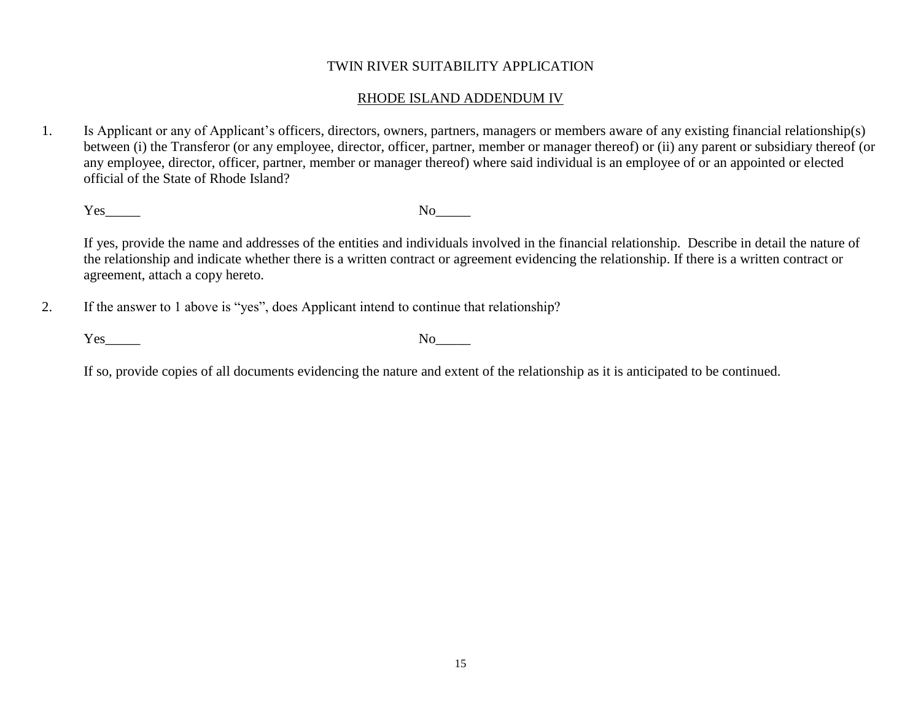# TWIN RIVER SUITABILITY APPLICATION

## RHODE ISLAND ADDENDUM IV

1. Is Applicant or any of Applicant's officers, directors, owners, partners, managers or members aware of any existing financial relationship(s) between (i) the Transferor (or any employee, director, officer, partner, member or manager thereof) or (ii) any parent or subsidiary thereof (or any employee, director, officer, partner, member or manager thereof) where said individual is an employee of or an appointed or elected official of the State of Rhode Island?

   Yes_____ No_____

   If yes, provide the name and addresses of the entities and individuals involved in the financial relationship. Describe in detail the nature of the relationship and indicate whether there is a written contract or agreement evidencing the relationship. If there is a written contract or agreement, attach a copy hereto.

2. If the answer to 1 above is "yes", does Applicant intend to continue that relationship?

   Yes_____ No_____

   If so, provide copies of all documents evidencing the nature and extent of the relationship as it is anticipated to be continued.